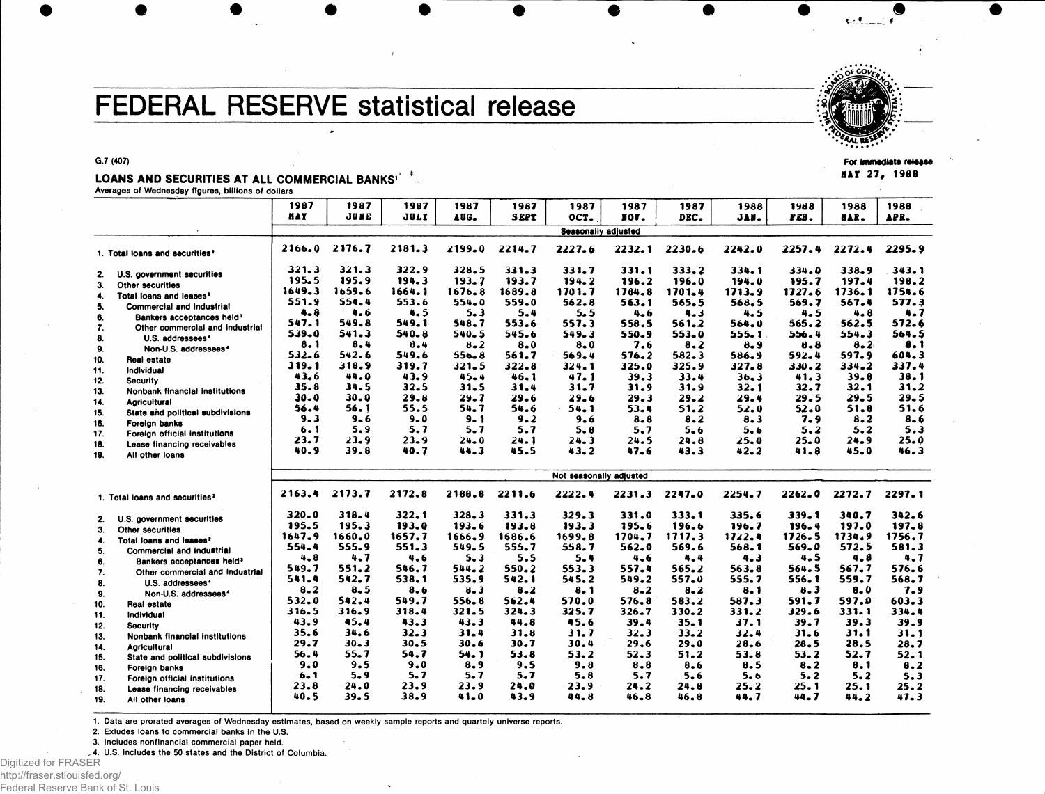# FEDERAL RESERVE statistical release

G.7 (407)

For immediate release
MAY 27, 1988

## LOANS AND SECURITIES AT ALL COMMERCIAL BANKS[1]

Averages of Wednesday figures, billions of dollars

| | 1987 MAY | 1987 JUNE | 1987 JULY | 1987 AUG. | 1987 SEPT | 1987 OCT. | 1987 NOV. | 1987 DEC. | 1988 JAN. | 1988 FEB. | 1988 MAR. | 1988 APR. |
|---|---|---|---|---|---|---|---|---|---|---|---|---|
| | Seasonally adjusted | | | | | | | | | | | |
| 1. Total loans and securities[2] | 2166.0 | 2176.7 | 2181.3 | 2199.0 | 2214.7 | 2227.6 | 2232.1 | 2230.6 | 2242.0 | 2257.4 | 2272.4 | 2295.9 |
| 2. U.S. government securities | 321.3 | 321.3 | 322.9 | 328.5 | 331.3 | 331.7 | 331.1 | 333.2 | 334.1 | 334.0 | 338.9 | 343.1 |
| 3. Other securities | 195.5 | 195.9 | 194.3 | 193.7 | 193.7 | 194.2 | 196.2 | 196.0 | 194.0 | 195.7 | 197.4 | 198.2 |
| 4. Total loans and leases[2] | 1649.3 | 1659.6 | 1664.1 | 1676.8 | 1689.8 | 1701.7 | 1704.8 | 1701.4 | 1713.9 | 1727.6 | 1736.1 | 1754.6 |
| 5. Commercial and industrial | 551.9 | 554.4 | 553.6 | 554.0 | 559.0 | 562.8 | 563.1 | 565.5 | 568.5 | 569.7 | 567.4 | 577.3 |
| 6. Bankers acceptances held[3] | 4.8 | 4.6 | 4.5 | 5.3 | 5.4 | 5.5 | 4.6 | 4.3 | 4.5 | 4.5 | 4.8 | 4.7 |
| 7. Other commercial and industrial | 547.1 | 549.8 | 549.1 | 548.7 | 553.6 | 557.3 | 558.5 | 561.2 | 564.0 | 565.2 | 562.5 | 572.6 |
| 8. U.S. addressees[4] | 539.0 | 541.3 | 540.8 | 540.5 | 545.6 | 549.3 | 550.9 | 553.0 | 555.1 | 556.4 | 554.3 | 564.5 |
| 9. Non-U.S. addressees[4] | 8.1 | 8.4 | 8.4 | 8.2 | 8.0 | 8.0 | 7.6 | 8.2 | 8.9 | 8.8 | 8.2 | 8.1 |
| 10. Real estate | 532.6 | 542.6 | 549.6 | 556.8 | 561.7 | 569.4 | 576.2 | 582.3 | 586.9 | 592.4 | 597.9 | 604.3 |
| 11. Individual | 319.1 | 318.9 | 319.7 | 321.5 | 322.8 | 324.1 | 325.0 | 325.9 | 327.8 | 330.2 | 334.2 | 337.4 |
| 12. Security | 43.6 | 44.0 | 43.9 | 45.4 | 46.1 | 47.1 | 39.3 | 33.4 | 36.3 | 41.3 | 39.8 | 38.1 |
| 13. Nonbank financial institutions | 35.8 | 34.5 | 32.5 | 31.5 | 31.4 | 31.7 | 31.9 | 31.9 | 32.1 | 32.7 | 32.1 | 31.2 |
| 14. Agricultural | 30.0 | 30.0 | 29.8 | 29.7 | 29.6 | 29.6 | 29.3 | 29.2 | 29.4 | 29.5 | 29.5 | 29.5 |
| 15. State and political subdivisions | 56.4 | 56.1 | 55.5 | 54.7 | 54.6 | 54.1 | 53.4 | 51.2 | 52.0 | 52.0 | 51.8 | 51.6 |
| 16. Foreign banks | 9.3 | 9.6 | 9.0 | 9.1 | 9.2 | 9.6 | 8.8 | 8.2 | 8.3 | 7.9 | 8.2 | 8.6 |
| 17. Foreign official institutions | 6.1 | 5.9 | 5.7 | 5.7 | 5.7 | 5.8 | 5.7 | 5.6 | 5.6 | 5.2 | 5.2 | 5.3 |
| 18. Lease financing receivables | 23.7 | 23.9 | 23.9 | 24.0 | 24.1 | 24.3 | 24.5 | 24.8 | 25.0 | 25.0 | 24.9 | 25.0 |
| 19. All other loans | 40.9 | 39.8 | 40.7 | 44.3 | 45.5 | 43.2 | 47.6 | 43.3 | 42.2 | 41.8 | 45.0 | 46.3 |
| | Not seasonally adjusted | | | | | | | | | | | |
| 1. Total loans and securities[2] | 2163.4 | 2173.7 | 2172.8 | 2188.8 | 2211.6 | 2222.4 | 2231.3 | 2247.0 | 2254.7 | 2262.0 | 2272.7 | 2297.1 |
| 2. U.S. government securities | 320.0 | 318.4 | 322.1 | 328.3 | 331.3 | 329.3 | 331.0 | 333.1 | 335.6 | 339.1 | 340.7 | 342.6 |
| 3. Other securities | 195.5 | 195.3 | 193.0 | 193.6 | 193.8 | 193.3 | 195.6 | 196.6 | 196.7 | 196.4 | 197.0 | 197.8 |
| 4. Total loans and leases[2] | 1647.9 | 1660.0 | 1657.7 | 1666.9 | 1686.6 | 1699.8 | 1704.7 | 1717.3 | 1722.4 | 1726.5 | 1734.9 | 1756.7 |
| 5. Commercial and industrial | 554.4 | 555.9 | 551.3 | 549.5 | 555.7 | 558.7 | 562.0 | 569.6 | 568.1 | 569.0 | 572.5 | 581.3 |
| 6. Bankers acceptances held[3] | 4.8 | 4.7 | 4.6 | 5.3 | 5.5 | 5.4 | 4.6 | 4.4 | 4.3 | 4.5 | 4.8 | 4.7 |
| 7. Other commercial and industrial | 549.7 | 551.2 | 546.7 | 544.2 | 550.2 | 553.3 | 557.4 | 565.2 | 563.8 | 564.5 | 567.7 | 576.6 |
| 8. U.S. addressees[4] | 541.4 | 542.7 | 538.1 | 535.9 | 542.1 | 545.2 | 549.2 | 557.0 | 555.7 | 556.1 | 559.7 | 568.7 |
| 9. Non-U.S. addressees[4] | 8.2 | 8.5 | 8.6 | 8.3 | 8.2 | 8.1 | 8.2 | 8.2 | 8.1 | 8.3 | 8.0 | 7.9 |
| 10. Real estate | 532.0 | 542.4 | 549.7 | 556.8 | 562.4 | 570.0 | 576.8 | 583.2 | 587.3 | 591.7 | 597.0 | 603.3 |
| 11. Individual | 316.5 | 316.9 | 318.4 | 321.5 | 324.3 | 325.7 | 326.7 | 330.2 | 331.2 | 329.6 | 331.1 | 334.4 |
| 12. Security | 43.9 | 45.4 | 43.3 | 43.3 | 44.8 | 45.6 | 39.4 | 35.1 | 37.1 | 39.7 | 39.3 | 39.9 |
| 13. Nonbank financial institutions | 35.6 | 34.6 | 32.3 | 31.4 | 31.8 | 31.7 | 32.3 | 33.2 | 32.4 | 31.6 | 31.1 | 31.1 |
| 14. Agricultural | 29.7 | 30.3 | 30.5 | 30.6 | 30.7 | 30.4 | 29.6 | 29.0 | 28.6 | 28.5 | 28.5 | 28.7 |
| 15. State and political subdivisions | 56.4 | 55.7 | 54.7 | 54.1 | 53.8 | 53.2 | 52.3 | 51.2 | 53.8 | 53.2 | 52.7 | 52.1 |
| 16. Foreign banks | 9.0 | 9.5 | 9.0 | 8.9 | 9.5 | 9.8 | 8.8 | 8.6 | 8.5 | 8.2 | 8.1 | 8.2 |
| 17. Foreign official institutions | 6.1 | 5.9 | 5.7 | 5.7 | 5.7 | 5.8 | 5.7 | 5.6 | 5.6 | 5.2 | 5.2 | 5.3 |
| 18. Lease financing receivables | 23.8 | 24.0 | 23.9 | 23.9 | 24.0 | 23.9 | 24.2 | 24.8 | 25.2 | 25.1 | 25.1 | 25.2 |
| 19. All other loans | 40.5 | 39.5 | 38.9 | 41.0 | 43.9 | 44.8 | 46.8 | 46.8 | 44.7 | 44.7 | 44.2 | 47.3 |

1. Data are prorated averages of Wednesday estimates, based on weekly sample reports and quartely universe reports.
2. Exludes loans to commercial banks in the U.S.
3. Includes nonfinancial commercial paper held.
4. U.S. includes the 50 states and the District of Columbia.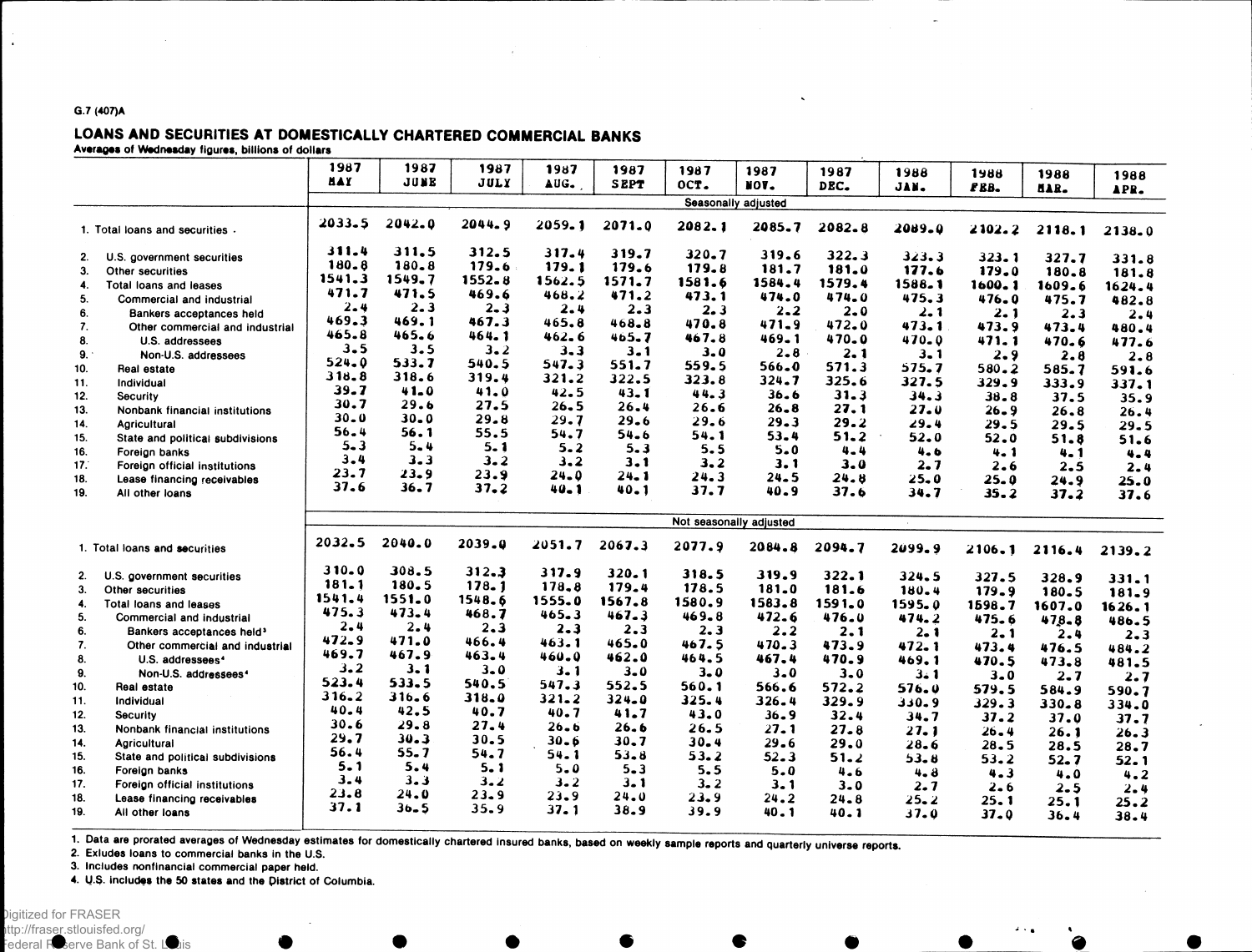G.7 (407)A

## LOANS AND SECURITIES AT DOMESTICALLY CHARTERED COMMERCIAL BANKS

Averages of Wednesday figures, billions of dollars

| | 1987 MAY | 1987 JUNE | 1987 JULY | 1987 AUG. | 1987 SEPT | 1987 OCT. | 1987 NOV. | 1987 DEC. | 1988 JAN. | 1988 FEB. | 1988 MAR. | 1988 APR. |
|---|---|---|---|---|---|---|---|---|---|---|---|---|
| | Seasonally adjusted | | | | | | | | | | | |
| 1. Total loans and securities | 2033.5 | 2042.0 | 2044.9 | 2059.1 | 2071.0 | 2082.1 | 2085.7 | 2082.8 | 2089.0 | 2102.2 | 2118.1 | 2138.0 |
| 2. U.S. government securities | 311.4 | 311.5 | 312.5 | 317.4 | 319.7 | 320.7 | 319.6 | 322.3 | 323.3 | 323.1 | 327.7 | 331.8 |
| 3. Other securities | 180.8 | 180.8 | 179.6 | 179.1 | 179.6 | 179.8 | 181.7 | 181.0 | 177.6 | 179.0 | 180.8 | 181.8 |
| 4. Total loans and leases | 1541.3 | 1549.7 | 1552.8 | 1562.5 | 1571.7 | 1581.6 | 1584.4 | 1579.4 | 1588.1 | 1600.1 | 1609.6 | 1624.4 |
| 5. Commercial and industrial | 471.7 | 471.5 | 469.6 | 468.2 | 471.2 | 473.1 | 474.0 | 474.0 | 475.3 | 476.0 | 475.7 | 482.8 |
| 6. Bankers acceptances held | 2.4 | 2.3 | 2.3 | 2.4 | 2.3 | 2.3 | 2.2 | 2.0 | 2.1 | 2.1 | 2.3 | 2.4 |
| 7. Other commercial and industrial | 469.3 | 469.1 | 467.3 | 465.8 | 468.8 | 470.8 | 471.9 | 472.0 | 473.1 | 473.9 | 473.4 | 480.4 |
| 8. U.S. addressees | 465.8 | 465.6 | 464.1 | 462.6 | 465.7 | 467.8 | 469.1 | 470.0 | 470.0 | 471.1 | 470.6 | 477.6 |
| 9. Non-U.S. addressees | 3.5 | 3.5 | 3.2 | 3.3 | 3.1 | 3.0 | 2.8 | 2.1 | 3.1 | 2.9 | 2.8 | 2.8 |
| 10. Real estate | 524.0 | 533.7 | 540.5 | 547.3 | 551.7 | 559.5 | 566.0 | 571.3 | 575.7 | 580.2 | 585.7 | 591.6 |
| 11. Individual | 318.8 | 318.6 | 319.4 | 321.2 | 322.5 | 323.8 | 324.7 | 325.6 | 327.5 | 329.9 | 333.9 | 337.1 |
| 12. Security | 39.7 | 41.0 | 41.0 | 42.5 | 43.1 | 44.3 | 36.6 | 31.3 | 34.3 | 38.8 | 37.5 | 35.9 |
| 13. Nonbank financial institutions | 30.7 | 29.6 | 27.5 | 26.5 | 26.4 | 26.6 | 26.8 | 27.1 | 27.0 | 26.9 | 26.8 | 26.4 |
| 14. Agricultural | 30.0 | 30.0 | 29.8 | 29.7 | 29.6 | 29.6 | 29.3 | 29.2 | 29.4 | 29.5 | 29.5 | 29.5 |
| 15. State and political subdivisions | 56.4 | 56.1 | 55.5 | 54.7 | 54.6 | 54.1 | 53.4 | 51.2 | 52.0 | 52.0 | 51.8 | 51.6 |
| 16. Foreign banks | 5.3 | 5.4 | 5.1 | 5.2 | 5.3 | 5.5 | 5.0 | 4.4 | 4.6 | 4.1 | 4.1 | 4.4 |
| 17. Foreign official institutions | 3.4 | 3.3 | 3.2 | 3.2 | 3.1 | 3.2 | 3.1 | 3.0 | 2.7 | 2.6 | 2.5 | 2.4 |
| 18. Lease financing receivables | 23.7 | 23.9 | 23.9 | 24.0 | 24.1 | 24.3 | 24.5 | 24.8 | 25.0 | 25.0 | 24.9 | 25.0 |
| 19. All other loans | 37.6 | 36.7 | 37.2 | 40.1 | 40.1 | 37.7 | 40.9 | 37.6 | 34.7 | 35.2 | 37.2 | 37.6 |
| | Not seasonally adjusted | | | | | | | | | | | |
| 1. Total loans and securities | 2032.5 | 2040.0 | 2039.0 | 2051.7 | 2067.3 | 2077.9 | 2084.8 | 2094.7 | 2099.9 | 2106.1 | 2116.4 | 2139.2 |
| 2. U.S. government securities | 310.0 | 308.5 | 312.3 | 317.9 | 320.1 | 318.5 | 319.9 | 322.1 | 324.5 | 327.5 | 328.9 | 331.1 |
| 3. Other securities | 181.1 | 180.5 | 178.1 | 178.8 | 179.4 | 178.5 | 181.0 | 181.6 | 180.4 | 179.9 | 180.5 | 181.9 |
| 4. Total loans and leases | 1541.4 | 1551.0 | 1548.6 | 1555.0 | 1567.8 | 1580.9 | 1583.8 | 1591.0 | 1595.0 | 1598.7 | 1607.0 | 1626.1 |
| 5. Commercial and industrial | 475.3 | 473.4 | 468.7 | 465.3 | 467.3 | 469.8 | 472.6 | 476.0 | 474.2 | 475.6 | 478.8 | 486.5 |
| 6. Bankers acceptances held[3] | 2.4 | 2.4 | 2.3 | 2.3 | 2.3 | 2.3 | 2.2 | 2.1 | 2.1 | 2.1 | 2.4 | 2.3 |
| 7. Other commercial and industrial | 472.9 | 471.0 | 466.4 | 463.1 | 465.0 | 467.5 | 470.3 | 473.9 | 472.1 | 473.4 | 476.5 | 484.2 |
| 8. U.S. addressees[4] | 469.7 | 467.9 | 463.4 | 460.0 | 462.0 | 464.5 | 467.4 | 470.9 | 469.1 | 470.5 | 473.8 | 481.5 |
| 9. Non-U.S. addressees[4] | 3.2 | 3.1 | 3.0 | 3.1 | 3.0 | 3.0 | 3.0 | 3.0 | 3.1 | 3.0 | 2.7 | 2.7 |
| 10. Real estate | 523.4 | 533.5 | 540.5 | 547.3 | 552.5 | 560.1 | 566.6 | 572.2 | 576.0 | 579.5 | 584.9 | 590.7 |
| 11. Individual | 316.2 | 316.6 | 318.0 | 321.2 | 324.0 | 325.4 | 326.4 | 329.9 | 330.9 | 329.3 | 330.8 | 334.0 |
| 12. Security | 40.4 | 42.5 | 40.7 | 40.7 | 41.7 | 43.0 | 36.9 | 32.4 | 34.7 | 37.2 | 37.0 | 37.7 |
| 13. Nonbank financial institutions | 30.6 | 29.8 | 27.4 | 26.6 | 26.6 | 26.5 | 27.1 | 27.8 | 27.1 | 26.4 | 26.1 | 26.3 |
| 14. Agricultural | 29.7 | 30.3 | 30.5 | 30.6 | 30.7 | 30.4 | 29.6 | 29.0 | 28.6 | 28.5 | 28.5 | 28.7 |
| 15. State and political subdivisions | 56.4 | 55.7 | 54.7 | 54.1 | 53.8 | 53.2 | 52.3 | 51.2 | 53.8 | 53.2 | 52.7 | 52.1 |
| 16. Foreign banks | 5.1 | 5.4 | 5.1 | 5.0 | 5.3 | 5.5 | 5.0 | 4.6 | 4.8 | 4.3 | 4.0 | 4.2 |
| 17. Foreign official institutions | 3.4 | 3.3 | 3.2 | 3.2 | 3.1 | 3.2 | 3.1 | 3.0 | 2.7 | 2.6 | 2.5 | 2.4 |
| 18. Lease financing receivables | 23.8 | 24.0 | 23.9 | 23.9 | 24.0 | 23.9 | 24.2 | 24.8 | 25.2 | 25.1 | 25.1 | 25.2 |
| 19. All other loans | 37.1 | 36.5 | 35.9 | 37.1 | 38.9 | 39.9 | 40.1 | 40.1 | 37.0 | 37.0 | 36.4 | 38.4 |

1. Data are prorated averages of Wednesday estimates for domestically chartered insured banks, based on weekly sample reports and quarterly universe reports.
2. Exludes loans to commercial banks in the U.S.
3. Includes nonfinancial commercial paper held.
4. U.S. includes the 50 states and the District of Columbia.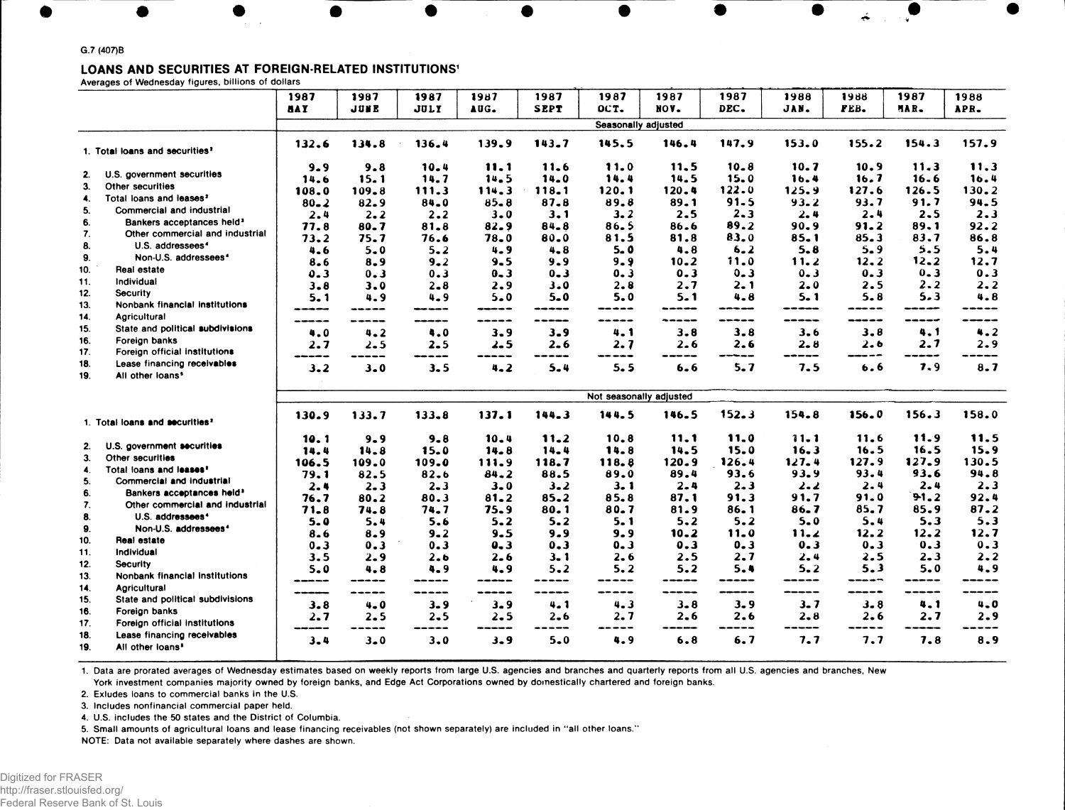G.7 (407)B

## LOANS AND SECURITIES AT FOREIGN-RELATED INSTITUTIONS[1]

Averages of Wednesday figures, billions of dollars

| | 1987 MAY | 1987 JUNE | 1987 JULY | 1987 AUG. | 1987 SEPT | 1987 OCT. | 1987 NOV. | 1987 DEC. | 1988 JAN. | 1988 FEB. | 1987 MAR. | 1988 APR. |
|---|---|---|---|---|---|---|---|---|---|---|---|---|
| | Seasonally adjusted | | | | | | | | | | | |
| 1. Total loans and securities[2] | 132.6 | 134.8 | 136.4 | 139.9 | 143.7 | 145.5 | 146.4 | 147.9 | 153.0 | 155.2 | 154.3 | 157.9 |
| 2. U.S. government securities | 9.9 | 9.8 | 10.4 | 11.1 | 11.6 | 11.0 | 11.5 | 10.8 | 10.7 | 10.9 | 11.3 | 11.3 |
| 3. Other securities | 14.6 | 15.1 | 14.7 | 14.5 | 14.0 | 14.4 | 14.5 | 15.0 | 16.4 | 16.7 | 16.6 | 16.4 |
| 4. Total loans and leases[2] | 108.0 | 109.8 | 111.3 | 114.3 | 118.1 | 120.1 | 120.4 | 122.0 | 125.9 | 127.6 | 126.5 | 130.2 |
| 5. Commercial and industrial | 80.2 | 82.9 | 84.0 | 85.8 | 87.8 | 89.8 | 89.1 | 91.5 | 93.2 | 93.7 | 91.7 | 94.5 |
| 6. Bankers acceptances held[3] | 2.4 | 2.2 | 2.2 | 3.0 | 3.1 | 3.2 | 2.5 | 2.3 | 2.4 | 2.4 | 2.5 | 2.3 |
| 7. Other commercial and industrial | 77.8 | 80.7 | 81.8 | 82.9 | 84.8 | 86.5 | 86.6 | 89.2 | 90.9 | 91.2 | 89.1 | 92.2 |
| 8. U.S. addressees[4] | 73.2 | 75.7 | 76.6 | 78.0 | 80.0 | 81.5 | 81.8 | 83.0 | 85.1 | 85.3 | 83.7 | 86.8 |
| 9. Non-U.S. addressees[4] | 4.6 | 5.0 | 5.2 | 4.9 | 4.8 | 5.0 | 4.8 | 6.2 | 5.8 | 5.9 | 5.5 | 5.4 |
| 10. Real estate | 8.6 | 8.9 | 9.2 | 9.5 | 9.9 | 9.9 | 10.2 | 11.0 | 11.2 | 12.2 | 12.2 | 12.7 |
| 11. Individual | 0.3 | 0.3 | 0.3 | 0.3 | 0.3 | 0.3 | 0.3 | 0.3 | 0.3 | 0.3 | 0.3 | 0.3 |
| 12. Security | 3.8 | 3.0 | 2.8 | 2.9 | 3.0 | 2.8 | 2.7 | 2.1 | 2.0 | 2.5 | 2.2 | 2.2 |
| 13. Nonbank financial institutions | 5.1 | 4.9 | 4.9 | 5.0 | 5.0 | 5.0 | 5.1 | 4.8 | 5.1 | 5.8 | 5.3 | 4.8 |
| 14. Agricultural | ----- | ----- | ----- | ----- | ----- | ----- | ----- | ----- | ----- | ----- | ----- | ----- |
| 15. State and political subdivisions | ----- | ----- | ----- | ----- | ----- | ----- | ----- | ----- | ----- | ----- | ----- | ----- |
| 16. Foreign banks | 4.0 | 4.2 | 4.0 | 3.9 | 3.9 | 4.1 | 3.8 | 3.8 | 3.6 | 3.8 | 4.1 | 4.2 |
| 17. Foreign official institutions | 2.7 | 2.5 | 2.5 | 2.5 | 2.6 | 2.7 | 2.6 | 2.6 | 2.8 | 2.6 | 2.7 | 2.9 |
| 18. Lease financing receivables | ----- | ----- | ----- | ----- | ----- | ----- | ----- | ----- | ----- | ----- | ----- | ----- |
| 19. All other loans[5] | 3.2 | 3.0 | 3.5 | 4.2 | 5.4 | 5.5 | 6.6 | 5.7 | 7.5 | 6.6 | 7.9 | 8.7 |
| | Not seasonally adjusted | | | | | | | | | | | |
| 1. Total loans and securities[2] | 130.9 | 133.7 | 133.8 | 137.1 | 144.3 | 144.5 | 146.5 | 152.3 | 154.8 | 156.0 | 156.3 | 158.0 |
| 2. U.S. government securities | 10.1 | 9.9 | 9.8 | 10.4 | 11.2 | 10.8 | 11.1 | 11.0 | 11.1 | 11.6 | 11.9 | 11.5 |
| 3. Other securities | 14.4 | 14.8 | 15.0 | 14.8 | 14.4 | 14.8 | 14.5 | 15.0 | 16.3 | 16.5 | 16.5 | 15.9 |
| 4. Total loans and leases[2] | 106.5 | 109.0 | 109.0 | 111.9 | 118.7 | 118.8 | 120.9 | 126.4 | 127.4 | 127.9 | 127.9 | 130.5 |
| 5. Commercial and industrial | 79.1 | 82.5 | 82.6 | 84.2 | 88.5 | 89.0 | 89.4 | 93.6 | 93.9 | 93.4 | 93.6 | 94.8 |
| 6. Bankers acceptances held[3] | 2.4 | 2.3 | 2.3 | 3.0 | 3.2 | 3.1 | 2.4 | 2.3 | 2.2 | 2.4 | 2.4 | 2.3 |
| 7. Other commercial and industrial | 76.7 | 80.2 | 80.3 | 81.2 | 85.2 | 85.8 | 87.1 | 91.3 | 91.7 | 91.0 | 91.2 | 92.4 |
| 8. U.S. addressees[4] | 71.8 | 74.8 | 74.7 | 75.9 | 80.1 | 80.7 | 81.9 | 86.1 | 86.7 | 85.7 | 85.9 | 87.2 |
| 9. Non-U.S. addressees[4] | 5.0 | 5.4 | 5.6 | 5.2 | 5.2 | 5.1 | 5.2 | 5.2 | 5.0 | 5.4 | 5.3 | 5.3 |
| 10. Real estate | 8.6 | 8.9 | 9.2 | 9.5 | 9.9 | 9.9 | 10.2 | 11.0 | 11.2 | 12.2 | 12.2 | 12.7 |
| 11. Individual | 0.3 | 0.3 | 0.3 | 0.3 | 0.3 | 0.3 | 0.3 | 0.3 | 0.3 | 0.3 | 0.3 | 0.3 |
| 12. Security | 3.5 | 2.9 | 2.6 | 2.6 | 3.1 | 2.6 | 2.5 | 2.7 | 2.4 | 2.5 | 2.3 | 2.2 |
| 13. Nonbank financial institutions | 5.0 | 4.8 | 4.9 | 4.9 | 5.2 | 5.2 | 5.2 | 5.4 | 5.2 | 5.3 | 5.0 | 4.9 |
| 14. Agricultural | ----- | ----- | ----- | ----- | ----- | ----- | ----- | ----- | ----- | ----- | ----- | ----- |
| 15. State and political subdivisions | ----- | ----- | ----- | ----- | ----- | ----- | ----- | ----- | ----- | ----- | ----- | ----- |
| 16. Foreign banks | 3.8 | 4.0 | 3.9 | 3.9 | 4.1 | 4.3 | 3.8 | 3.9 | 3.7 | 3.8 | 4.1 | 4.0 |
| 17. Foreign official institutions | 2.7 | 2.5 | 2.5 | 2.5 | 2.6 | 2.7 | 2.6 | 2.6 | 2.8 | 2.6 | 2.7 | 2.9 |
| 18. Lease financing receivables | ----- | ----- | ----- | ----- | ----- | ----- | ----- | ----- | ----- | ----- | ----- | ----- |
| 19. All other loans[5] | 3.4 | 3.0 | 3.0 | 3.9 | 5.0 | 4.9 | 6.8 | 6.7 | 7.7 | 7.7 | 7.8 | 8.9 |

1. Data are prorated averages of Wednesday estimates based on weekly reports from large U.S. agencies and branches and quarterly reports from all U.S. agencies and branches, New York investment companies majority owned by foreign banks, and Edge Act Corporations owned by domestically chartered and foreign banks.

2. Exludes loans to commercial banks in the U.S.

3. Includes nonfinancial commercial paper held.

4. U.S. includes the 50 states and the District of Columbia.

5. Small amounts of agricultural loans and lease financing receivables (not shown separately) are included in "all other loans."

NOTE: Data not available separately where dashes are shown.